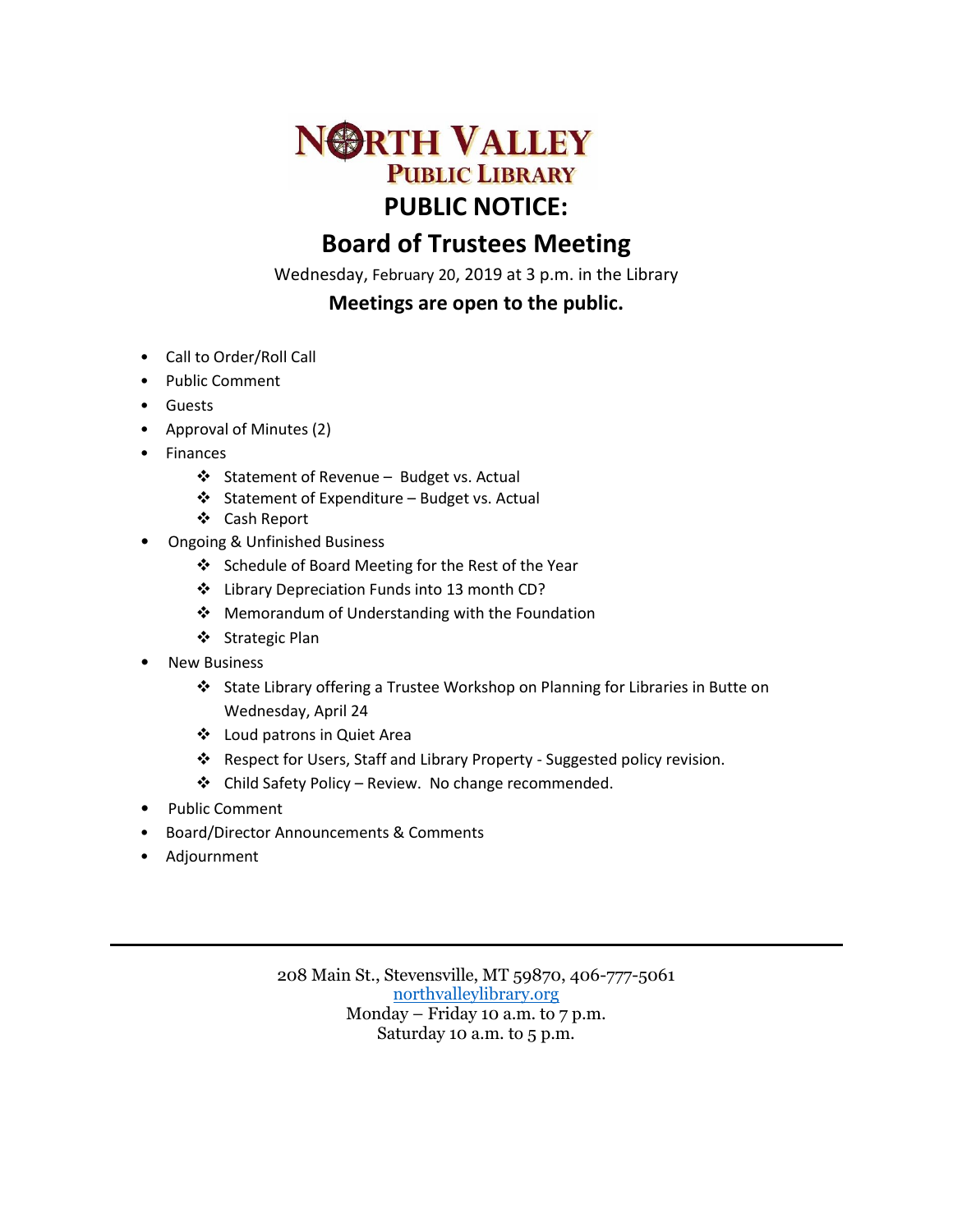# NORTH VALLEY PUBLIC LIBRARY

## PUBLIC NOTICE:

## Board of Trustees Meeting

Wednesday, February 20, 2019 at 3 p.m. in the Library

**Meetings are open to the public.**

- Call to Order/Roll Call
- Public Comment
- Guests
- Approval of Minutes (2)
- Finances
  - Statement of Revenue – Budget vs. Actual
  - Statement of Expenditure – Budget vs. Actual
  - Cash Report
- Ongoing & Unfinished Business
  - Schedule of Board Meeting for the Rest of the Year
  - Library Depreciation Funds into 13 month CD?
  - Memorandum of Understanding with the Foundation
  - Strategic Plan
- New Business
  - State Library offering a Trustee Workshop on Planning for Libraries in Butte on Wednesday, April 24
  - Loud patrons in Quiet Area
  - Respect for Users, Staff and Library Property - Suggested policy revision.
  - Child Safety Policy – Review. No change recommended.
- Public Comment
- Board/Director Announcements & Comments
- Adjournment

---

208 Main St., Stevensville, MT 59870, 406-777-5061
northvalleylibrary.org
Monday – Friday 10 a.m. to 7 p.m.
Saturday 10 a.m. to 5 p.m.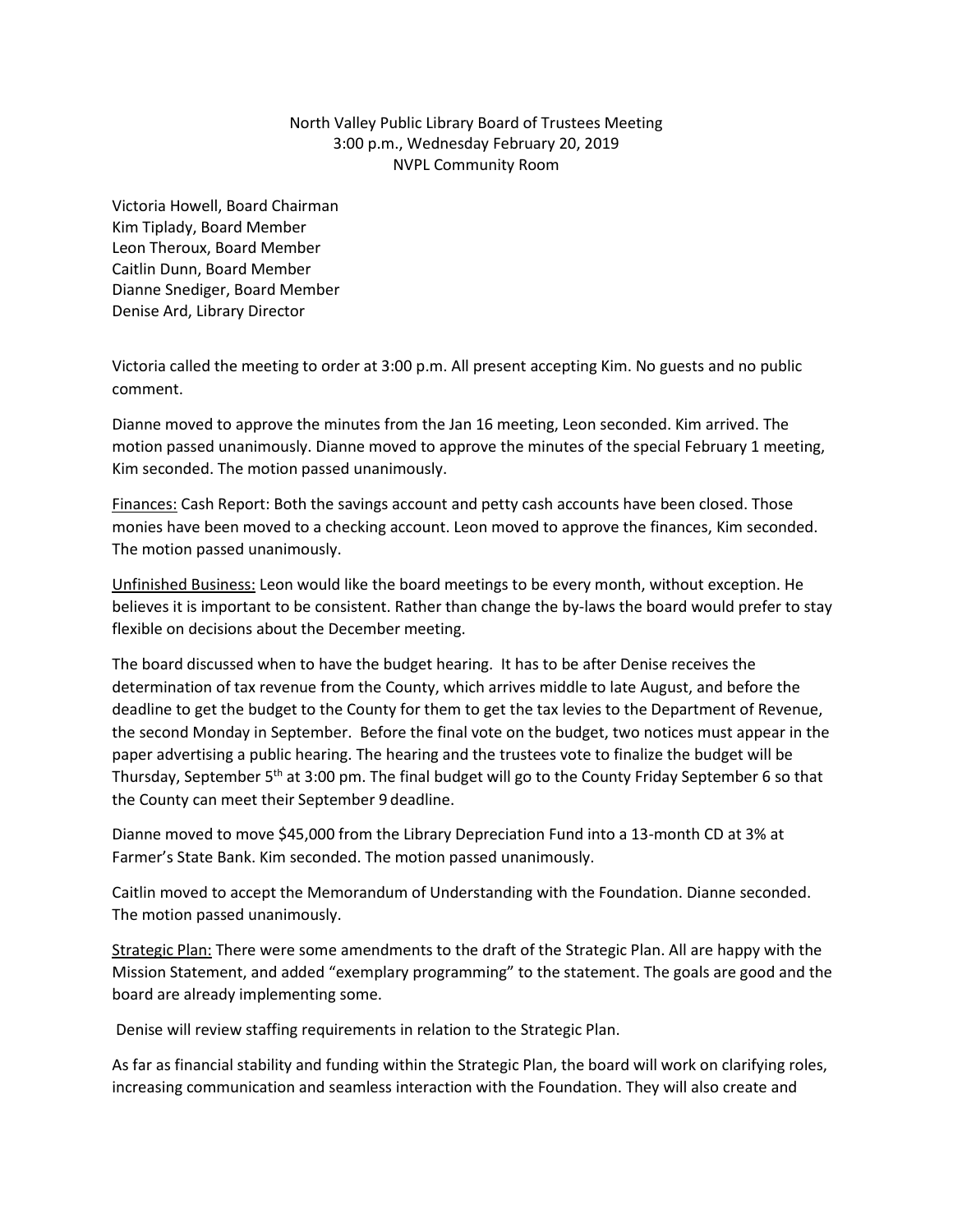North Valley Public Library Board of Trustees Meeting
3:00 p.m., Wednesday February 20, 2019
NVPL Community Room

Victoria Howell, Board Chairman
Kim Tiplady, Board Member
Leon Theroux, Board Member
Caitlin Dunn, Board Member
Dianne Snediger, Board Member
Denise Ard, Library Director

Victoria called the meeting to order at 3:00 p.m. All present accepting Kim. No guests and no public comment.

Dianne moved to approve the minutes from the Jan 16 meeting, Leon seconded. Kim arrived. The motion passed unanimously. Dianne moved to approve the minutes of the special February 1 meeting, Kim seconded. The motion passed unanimously.

<u>Finances:</u> Cash Report: Both the savings account and petty cash accounts have been closed. Those monies have been moved to a checking account. Leon moved to approve the finances, Kim seconded. The motion passed unanimously.

<u>Unfinished Business:</u> Leon would like the board meetings to be every month, without exception. He believes it is important to be consistent. Rather than change the by-laws the board would prefer to stay flexible on decisions about the December meeting.

The board discussed when to have the budget hearing. It has to be after Denise receives the determination of tax revenue from the County, which arrives middle to late August, and before the deadline to get the budget to the County for them to get the tax levies to the Department of Revenue, the second Monday in September. Before the final vote on the budget, two notices must appear in the paper advertising a public hearing. The hearing and the trustees vote to finalize the budget will be Thursday, September 5th at 3:00 pm. The final budget will go to the County Friday September 6 so that the County can meet their September 9 deadline.

Dianne moved to move $45,000 from the Library Depreciation Fund into a 13-month CD at 3% at Farmer's State Bank. Kim seconded. The motion passed unanimously.

Caitlin moved to accept the Memorandum of Understanding with the Foundation. Dianne seconded. The motion passed unanimously.

<u>Strategic Plan:</u> There were some amendments to the draft of the Strategic Plan. All are happy with the Mission Statement, and added "exemplary programming" to the statement. The goals are good and the board are already implementing some.

Denise will review staffing requirements in relation to the Strategic Plan.

As far as financial stability and funding within the Strategic Plan, the board will work on clarifying roles, increasing communication and seamless interaction with the Foundation. They will also create and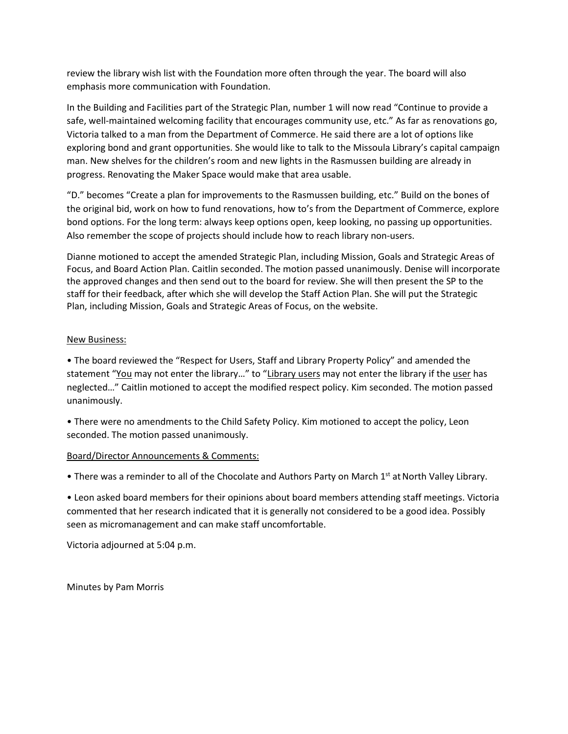review the library wish list with the Foundation more often through the year. The board will also emphasis more communication with Foundation.

In the Building and Facilities part of the Strategic Plan, number 1 will now read "Continue to provide a safe, well-maintained welcoming facility that encourages community use, etc." As far as renovations go, Victoria talked to a man from the Department of Commerce. He said there are a lot of options like exploring bond and grant opportunities. She would like to talk to the Missoula Library's capital campaign man. New shelves for the children's room and new lights in the Rasmussen building are already in progress. Renovating the Maker Space would make that area usable.

"D." becomes "Create a plan for improvements to the Rasmussen building, etc." Build on the bones of the original bid, work on how to fund renovations, how to's from the Department of Commerce, explore bond options. For the long term: always keep options open, keep looking, no passing up opportunities. Also remember the scope of projects should include how to reach library non-users.

Dianne motioned to accept the amended Strategic Plan, including Mission, Goals and Strategic Areas of Focus, and Board Action Plan. Caitlin seconded. The motion passed unanimously. Denise will incorporate the approved changes and then send out to the board for review. She will then present the SP to the staff for their feedback, after which she will develop the Staff Action Plan. She will put the Strategic Plan, including Mission, Goals and Strategic Areas of Focus, on the website.

New Business:

• The board reviewed the "Respect for Users, Staff and Library Property Policy" and amended the statement "You may not enter the library…" to "Library users may not enter the library if the user has neglected…" Caitlin motioned to accept the modified respect policy. Kim seconded. The motion passed unanimously.

• There were no amendments to the Child Safety Policy. Kim motioned to accept the policy, Leon seconded. The motion passed unanimously.

Board/Director Announcements & Comments:

• There was a reminder to all of the Chocolate and Authors Party on March 1st at North Valley Library.

• Leon asked board members for their opinions about board members attending staff meetings. Victoria commented that her research indicated that it is generally not considered to be a good idea. Possibly seen as micromanagement and can make staff uncomfortable.

Victoria adjourned at 5:04 p.m.

Minutes by Pam Morris